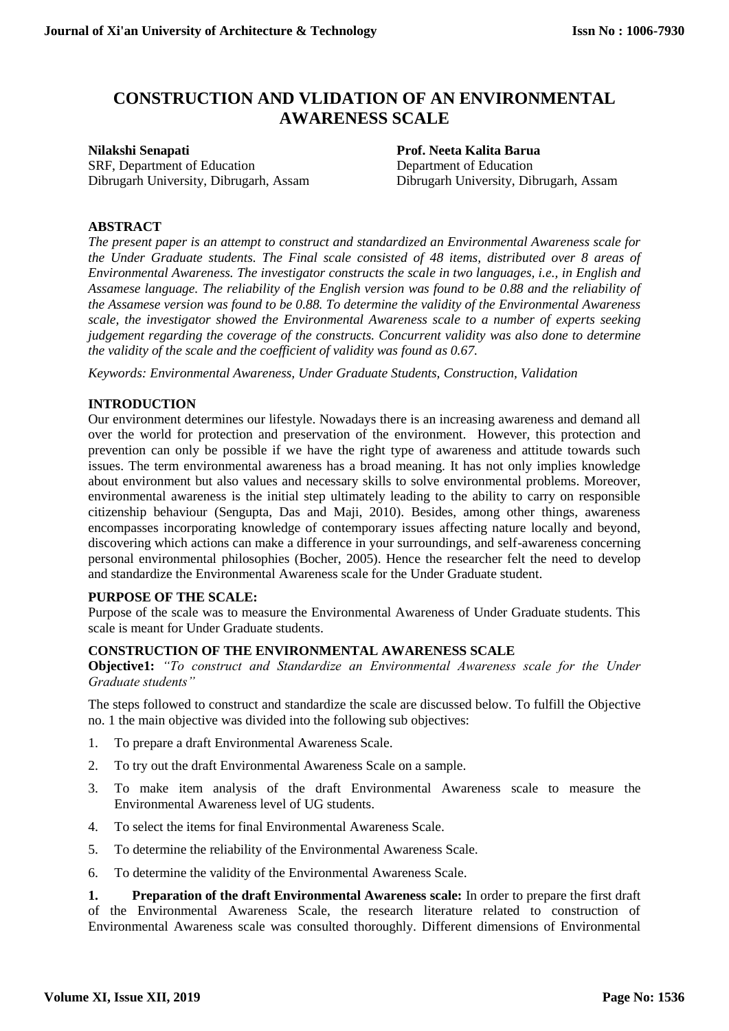# CONSTRUCTION AND VLIDATION OF AN ENVIRONMENTAL AWARENESS SCALE

**Nilakshi Senapati**
SRF, Department of Education
Dibrugarh University, Dibrugarh, Assam

**Prof. Neeta Kalita Barua**
Department of Education
Dibrugarh University, Dibrugarh, Assam

## ABSTRACT

*The present paper is an attempt to construct and standardized an Environmental Awareness scale for the Under Graduate students. The Final scale consisted of 48 items, distributed over 8 areas of Environmental Awareness. The investigator constructs the scale in two languages, i.e., in English and Assamese language. The reliability of the English version was found to be 0.88 and the reliability of the Assamese version was found to be 0.88. To determine the validity of the Environmental Awareness scale, the investigator showed the Environmental Awareness scale to a number of experts seeking judgement regarding the coverage of the constructs. Concurrent validity was also done to determine the validity of the scale and the coefficient of validity was found as 0.67.*

*Keywords: Environmental Awareness, Under Graduate Students, Construction, Validation*

## INTRODUCTION

Our environment determines our lifestyle. Nowadays there is an increasing awareness and demand all over the world for protection and preservation of the environment. However, this protection and prevention can only be possible if we have the right type of awareness and attitude towards such issues. The term environmental awareness has a broad meaning. It has not only implies knowledge about environment but also values and necessary skills to solve environmental problems. Moreover, environmental awareness is the initial step ultimately leading to the ability to carry on responsible citizenship behaviour (Sengupta, Das and Maji, 2010). Besides, among other things, awareness encompasses incorporating knowledge of contemporary issues affecting nature locally and beyond, discovering which actions can make a difference in your surroundings, and self-awareness concerning personal environmental philosophies (Bocher, 2005). Hence the researcher felt the need to develop and standardize the Environmental Awareness scale for the Under Graduate student.

## PURPOSE OF THE SCALE:

Purpose of the scale was to measure the Environmental Awareness of Under Graduate students. This scale is meant for Under Graduate students.

## CONSTRUCTION OF THE ENVIRONMENTAL AWARENESS SCALE

**Objective1:** *"To construct and Standardize an Environmental Awareness scale for the Under Graduate students"*

The steps followed to construct and standardize the scale are discussed below. To fulfill the Objective no. 1 the main objective was divided into the following sub objectives:

1. To prepare a draft Environmental Awareness Scale.
2. To try out the draft Environmental Awareness Scale on a sample.
3. To make item analysis of the draft Environmental Awareness scale to measure the Environmental Awareness level of UG students.
4. To select the items for final Environmental Awareness Scale.
5. To determine the reliability of the Environmental Awareness Scale.
6. To determine the validity of the Environmental Awareness Scale.

**1. Preparation of the draft Environmental Awareness scale:** In order to prepare the first draft of the Environmental Awareness Scale, the research literature related to construction of Environmental Awareness scale was consulted thoroughly. Different dimensions of Environmental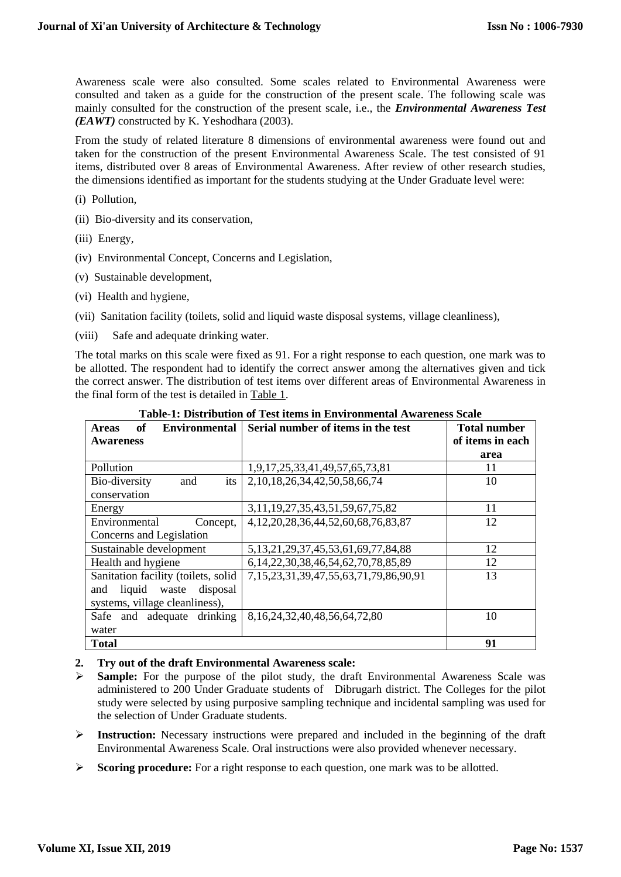Awareness scale were also consulted. Some scales related to Environmental Awareness were consulted and taken as a guide for the construction of the present scale. The following scale was mainly consulted for the construction of the present scale, i.e., the ***Environmental Awareness Test (EAWT)*** constructed by K. Yeshodhara (2003).

From the study of related literature 8 dimensions of environmental awareness were found out and taken for the construction of the present Environmental Awareness Scale. The test consisted of 91 items, distributed over 8 areas of Environmental Awareness. After review of other research studies, the dimensions identified as important for the students studying at the Under Graduate level were:

(i) Pollution,

(ii) Bio-diversity and its conservation,

(iii) Energy,

(iv) Environmental Concept, Concerns and Legislation,

(v) Sustainable development,

(vi) Health and hygiene,

(vii) Sanitation facility (toilets, solid and liquid waste disposal systems, village cleanliness),

(viii) Safe and adequate drinking water.

The total marks on this scale were fixed as 91. For a right response to each question, one mark was to be allotted. The respondent had to identify the correct answer among the alternatives given and tick the correct answer. The distribution of test items over different areas of Environmental Awareness in the final form of the test is detailed in Table 1.

**Table-1: Distribution of Test items in Environmental Awareness Scale**

| Areas of Environmental Awareness | Serial number of items in the test | Total number of items in each area |
|---|---|---|
| Pollution | 1,9,17,25,33,41,49,57,65,73,81 | 11 |
| Bio-diversity and its conservation | 2,10,18,26,34,42,50,58,66,74 | 10 |
| Energy | 3,11,19,27,35,43,51,59,67,75,82 | 11 |
| Environmental Concept, Concerns and Legislation | 4,12,20,28,36,44,52,60,68,76,83,87 | 12 |
| Sustainable development | 5,13,21,29,37,45,53,61,69,77,84,88 | 12 |
| Health and hygiene | 6,14,22,30,38,46,54,62,70,78,85,89 | 12 |
| Sanitation facility (toilets, solid and liquid waste disposal systems, village cleanliness), | 7,15,23,31,39,47,55,63,71,79,86,90,91 | 13 |
| Safe and adequate drinking water | 8,16,24,32,40,48,56,64,72,80 | 10 |
| **Total** | | **91** |

**2. Try out of the draft Environmental Awareness scale:**

- **Sample:** For the purpose of the pilot study, the draft Environmental Awareness Scale was administered to 200 Under Graduate students of Dibrugarh district. The Colleges for the pilot study were selected by using purposive sampling technique and incidental sampling was used for the selection of Under Graduate students.
- **Instruction:** Necessary instructions were prepared and included in the beginning of the draft Environmental Awareness Scale. Oral instructions were also provided whenever necessary.
- **Scoring procedure:** For a right response to each question, one mark was to be allotted.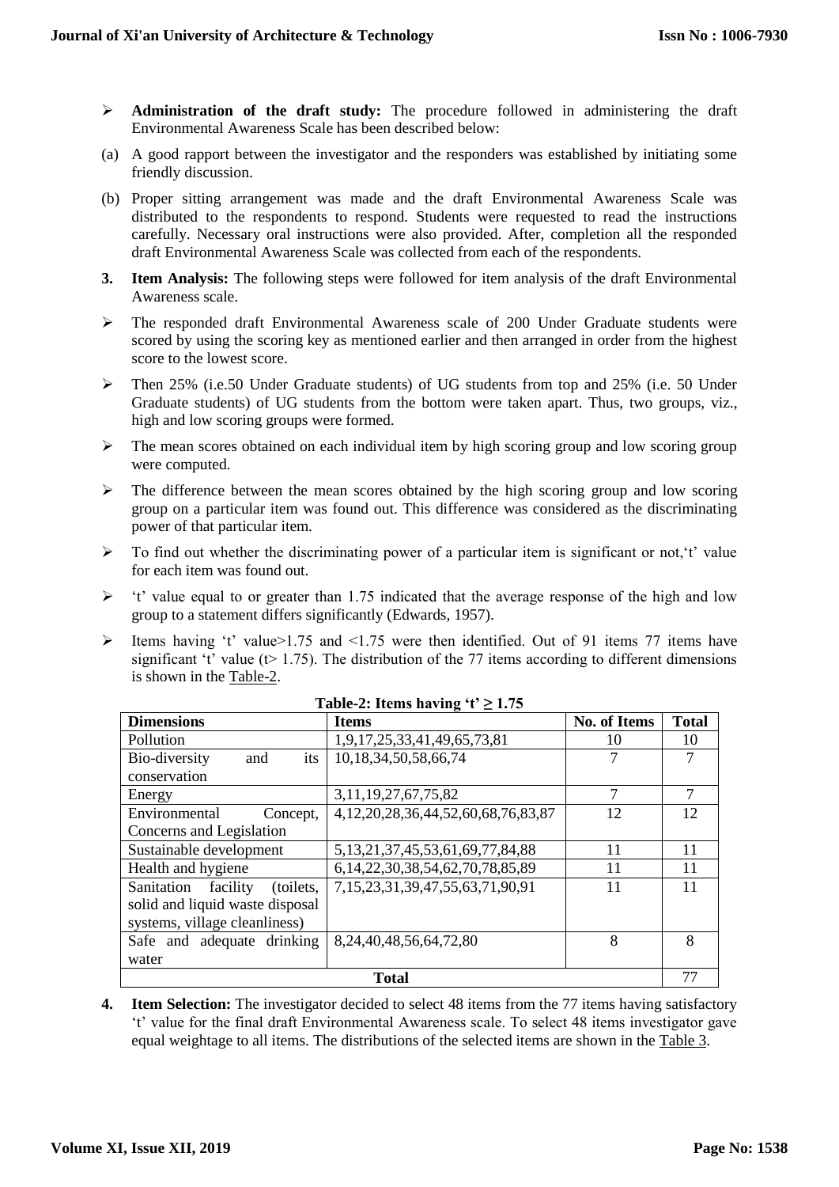- **Administration of the draft study:** The procedure followed in administering the draft Environmental Awareness Scale has been described below:

(a) A good rapport between the investigator and the responders was established by initiating some friendly discussion.

(b) Proper sitting arrangement was made and the draft Environmental Awareness Scale was distributed to the respondents to respond. Students were requested to read the instructions carefully. Necessary oral instructions were also provided. After, completion all the responded draft Environmental Awareness Scale was collected from each of the respondents.

**3. Item Analysis:** The following steps were followed for item analysis of the draft Environmental Awareness scale.

- The responded draft Environmental Awareness scale of 200 Under Graduate students were scored by using the scoring key as mentioned earlier and then arranged in order from the highest score to the lowest score.
- Then 25% (i.e.50 Under Graduate students) of UG students from top and 25% (i.e. 50 Under Graduate students) of UG students from the bottom were taken apart. Thus, two groups, viz., high and low scoring groups were formed.
- The mean scores obtained on each individual item by high scoring group and low scoring group were computed.
- The difference between the mean scores obtained by the high scoring group and low scoring group on a particular item was found out. This difference was considered as the discriminating power of that particular item.
- To find out whether the discriminating power of a particular item is significant or not,'t' value for each item was found out.
- 't' value equal to or greater than 1.75 indicated that the average response of the high and low group to a statement differs significantly (Edwards, 1957).
- Items having 't' value>1.75 and <1.75 were then identified. Out of 91 items 77 items have significant 't' value (t> 1.75). The distribution of the 77 items according to different dimensions is shown in the Table-2.

**Table-2: Items having 't' ≥ 1.75**

| Dimensions | Items | No. of Items | Total |
|---|---|---|---|
| Pollution | 1,9,17,25,33,41,49,65,73,81 | 10 | 10 |
| Bio-diversity and its conservation | 10,18,34,50,58,66,74 | 7 | 7 |
| Energy | 3,11,19,27,67,75,82 | 7 | 7 |
| Environmental Concept, Concerns and Legislation | 4,12,20,28,36,44,52,60,68,76,83,87 | 12 | 12 |
| Sustainable development | 5,13,21,37,45,53,61,69,77,84,88 | 11 | 11 |
| Health and hygiene | 6,14,22,30,38,54,62,70,78,85,89 | 11 | 11 |
| Sanitation facility (toilets, solid and liquid waste disposal systems, village cleanliness) | 7,15,23,31,39,47,55,63,71,90,91 | 11 | 11 |
| Safe and adequate drinking water | 8,24,40,48,56,64,72,80 | 8 | 8 |
| **Total** | | | 77 |

**4. Item Selection:** The investigator decided to select 48 items from the 77 items having satisfactory 't' value for the final draft Environmental Awareness scale. To select 48 items investigator gave equal weightage to all items. The distributions of the selected items are shown in the Table 3.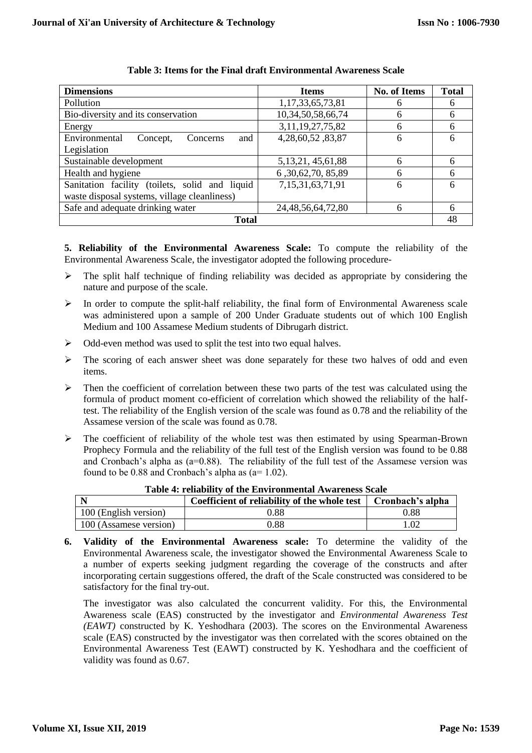**Table 3: Items for the Final draft Environmental Awareness Scale**

| Dimensions | Items | No. of Items | Total |
|---|---|---|---|
| Pollution | 1,17,33,65,73,81 | 6 | 6 |
| Bio-diversity and its conservation | 10,34,50,58,66,74 | 6 | 6 |
| Energy | 3,11,19,27,75,82 | 6 | 6 |
| Environmental Concept, Concerns and Legislation | 4,28,60,52 ,83,87 | 6 | 6 |
| Sustainable development | 5,13,21, 45,61,88 | 6 | 6 |
| Health and hygiene | 6 ,30,62,70, 85,89 | 6 | 6 |
| Sanitation facility (toilets, solid and liquid waste disposal systems, village cleanliness) | 7,15,31,63,71,91 | 6 | 6 |
| Safe and adequate drinking water | 24,48,56,64,72,80 | 6 | 6 |
| **Total** | | | 48 |

**5. Reliability of the Environmental Awareness Scale:** To compute the reliability of the Environmental Awareness Scale, the investigator adopted the following procedure-

- The split half technique of finding reliability was decided as appropriate by considering the nature and purpose of the scale.
- In order to compute the split-half reliability, the final form of Environmental Awareness scale was administered upon a sample of 200 Under Graduate students out of which 100 English Medium and 100 Assamese Medium students of Dibrugarh district.
- Odd-even method was used to split the test into two equal halves.
- The scoring of each answer sheet was done separately for these two halves of odd and even items.
- Then the coefficient of correlation between these two parts of the test was calculated using the formula of product moment co-efficient of correlation which showed the reliability of the half-test. The reliability of the English version of the scale was found as 0.78 and the reliability of the Assamese version of the scale was found as 0.78.
- The coefficient of reliability of the whole test was then estimated by using Spearman-Brown Prophecy Formula and the reliability of the full test of the English version was found to be 0.88 and Cronbach's alpha as (a=0.88). The reliability of the full test of the Assamese version was found to be 0.88 and Cronbach's alpha as (a= 1.02).

**Table 4: reliability of the Environmental Awareness Scale**

| N | Coefficient of reliability of the whole test | Cronbach's alpha |
|---|---|---|
| 100 (English version) | 0.88 | 0.88 |
| 100 (Assamese version) | 0.88 | 1.02 |

**6. Validity of the Environmental Awareness scale:** To determine the validity of the Environmental Awareness scale, the investigator showed the Environmental Awareness Scale to a number of experts seeking judgment regarding the coverage of the constructs and after incorporating certain suggestions offered, the draft of the Scale constructed was considered to be satisfactory for the final try-out.

The investigator was also calculated the concurrent validity. For this, the Environmental Awareness scale (EAS) constructed by the investigator and *Environmental Awareness Test (EAWT)* constructed by K. Yeshodhara (2003). The scores on the Environmental Awareness scale (EAS) constructed by the investigator was then correlated with the scores obtained on the Environmental Awareness Test (EAWT) constructed by K. Yeshodhara and the coefficient of validity was found as 0.67.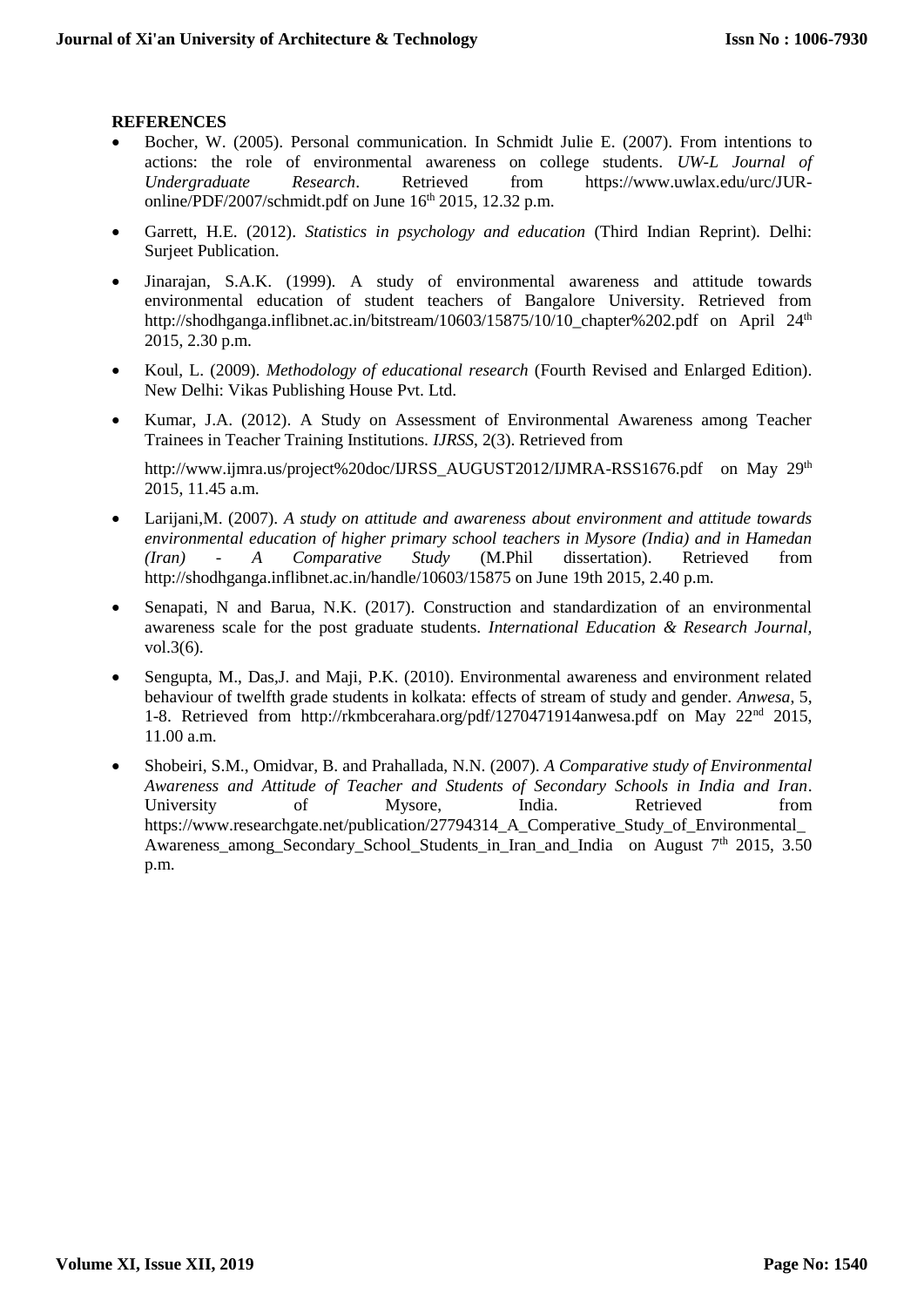**REFERENCES**

- Bocher, W. (2005). Personal communication. In Schmidt Julie E. (2007). From intentions to actions: the role of environmental awareness on college students. *UW-L Journal of Undergraduate Research*. Retrieved from https://www.uwlax.edu/urc/JUR-online/PDF/2007/schmidt.pdf on June 16th 2015, 12.32 p.m.
- Garrett, H.E. (2012). *Statistics in psychology and education* (Third Indian Reprint). Delhi: Surjeet Publication.
- Jinarajan, S.A.K. (1999). A study of environmental awareness and attitude towards environmental education of student teachers of Bangalore University. Retrieved from http://shodhganga.inflibnet.ac.in/bitstream/10603/15875/10/10_chapter%202.pdf on April 24th 2015, 2.30 p.m.
- Koul, L. (2009). *Methodology of educational research* (Fourth Revised and Enlarged Edition). New Delhi: Vikas Publishing House Pvt. Ltd.
- Kumar, J.A. (2012). A Study on Assessment of Environmental Awareness among Teacher Trainees in Teacher Training Institutions. *IJRSS*, 2(3). Retrieved from

  http://www.ijmra.us/project%20doc/IJRSS_AUGUST2012/IJMRA-RSS1676.pdf on May 29th 2015, 11.45 a.m.
- Larijani,M. (2007). *A study on attitude and awareness about environment and attitude towards environmental education of higher primary school teachers in Mysore (India) and in Hamedan (Iran) - A Comparative Study* (M.Phil dissertation). Retrieved from http://shodhganga.inflibnet.ac.in/handle/10603/15875 on June 19th 2015, 2.40 p.m.
- Senapati, N and Barua, N.K. (2017). Construction and standardization of an environmental awareness scale for the post graduate students. *International Education & Research Journal,* vol.3(6).
- Sengupta, M., Das,J. and Maji, P.K. (2010). Environmental awareness and environment related behaviour of twelfth grade students in kolkata: effects of stream of study and gender. *Anwesa,* 5, 1-8. Retrieved from http://rkmbcerahara.org/pdf/1270471914anwesa.pdf on May 22nd 2015, 11.00 a.m.
- Shobeiri, S.M., Omidvar, B. and Prahallada, N.N. (2007). *A Comparative study of Environmental Awareness and Attitude of Teacher and Students of Secondary Schools in India and Iran*. University of Mysore, India. Retrieved from https://www.researchgate.net/publication/27794314_A_Comperative_Study_of_Environmental_Awareness_among_Secondary_School_Students_in_Iran_and_India on August 7th 2015, 3.50 p.m.